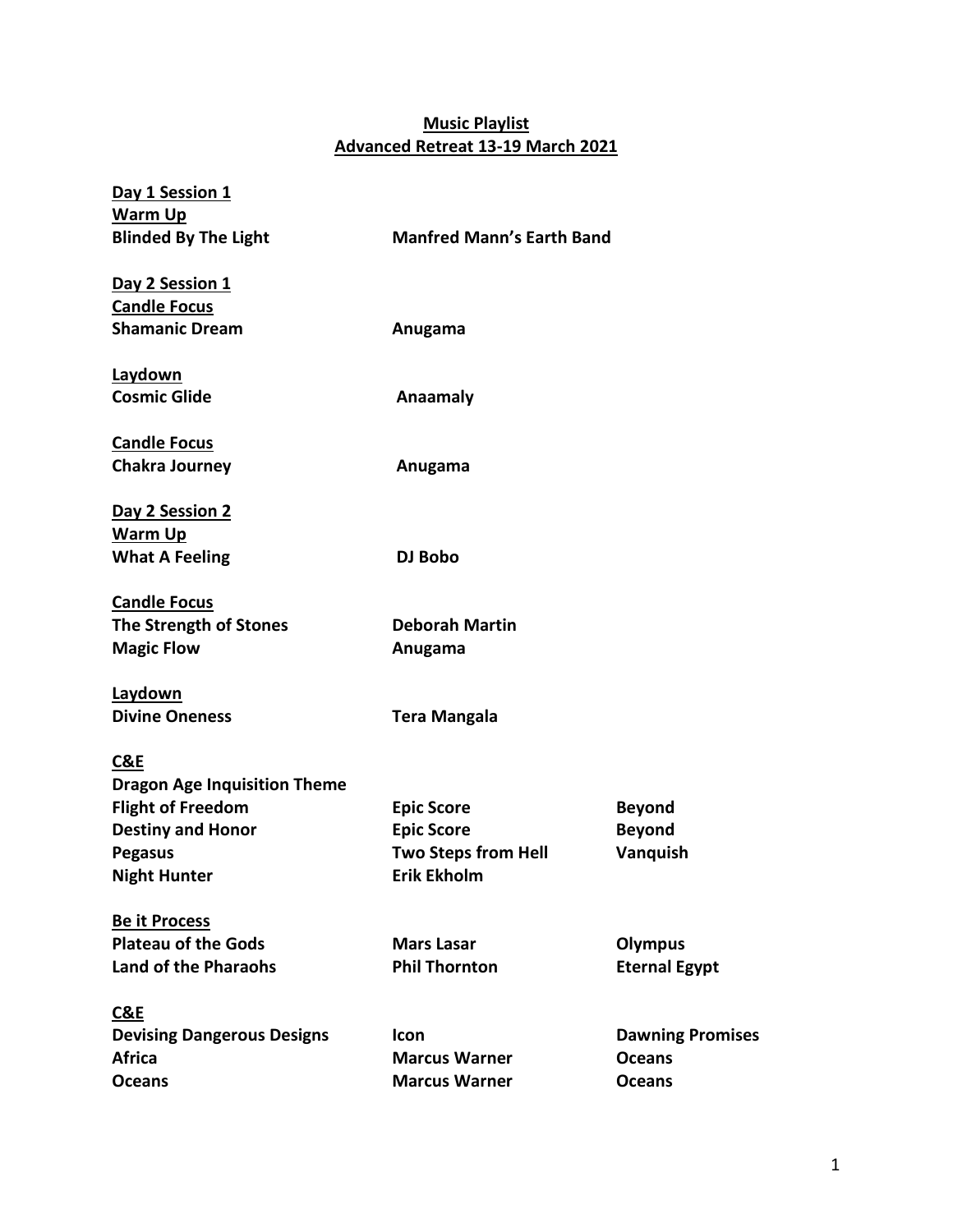# **Music Playlist**
# **Advanced Retreat 13-19 March 2021**

**Day 1 Session 1**
**Warm Up**

| | | |
|---|---|---|
| **Blinded By The Light** | **Manfred Mann's Earth Band** | |

**Day 2 Session 1**
**Candle Focus**

| | | |
|---|---|---|
| **Shamanic Dream** | **Anugama** | |

**Laydown**

| | | |
|---|---|---|
| **Cosmic Glide** | **Anaamaly** | |

**Candle Focus**

| | | |
|---|---|---|
| **Chakra Journey** | **Anugama** | |

**Day 2 Session 2**
**Warm Up**

| | | |
|---|---|---|
| **What A Feeling** | **DJ Bobo** | |

**Candle Focus**

| | | |
|---|---|---|
| **The Strength of Stones** | **Deborah Martin** | |
| **Magic Flow** | **Anugama** | |

**Laydown**

| | | |
|---|---|---|
| **Divine Oneness** | **Tera Mangala** | |

**C&E**

| | | |
|---|---|---|
| **Dragon Age Inquisition Theme** | | |
| **Flight of Freedom** | **Epic Score** | **Beyond** |
| **Destiny and Honor** | **Epic Score** | **Beyond** |
| **Pegasus** | **Two Steps from Hell** | **Vanquish** |
| **Night Hunter** | **Erik Ekholm** | |

**Be it Process**

| | | |
|---|---|---|
| **Plateau of the Gods** | **Mars Lasar** | **Olympus** |
| **Land of the Pharaohs** | **Phil Thornton** | **Eternal Egypt** |

**C&E**

| | | |
|---|---|---|
| **Devising Dangerous Designs** | **Icon** | **Dawning Promises** |
| **Africa** | **Marcus Warner** | **Oceans** |
| **Oceans** | **Marcus Warner** | **Oceans** |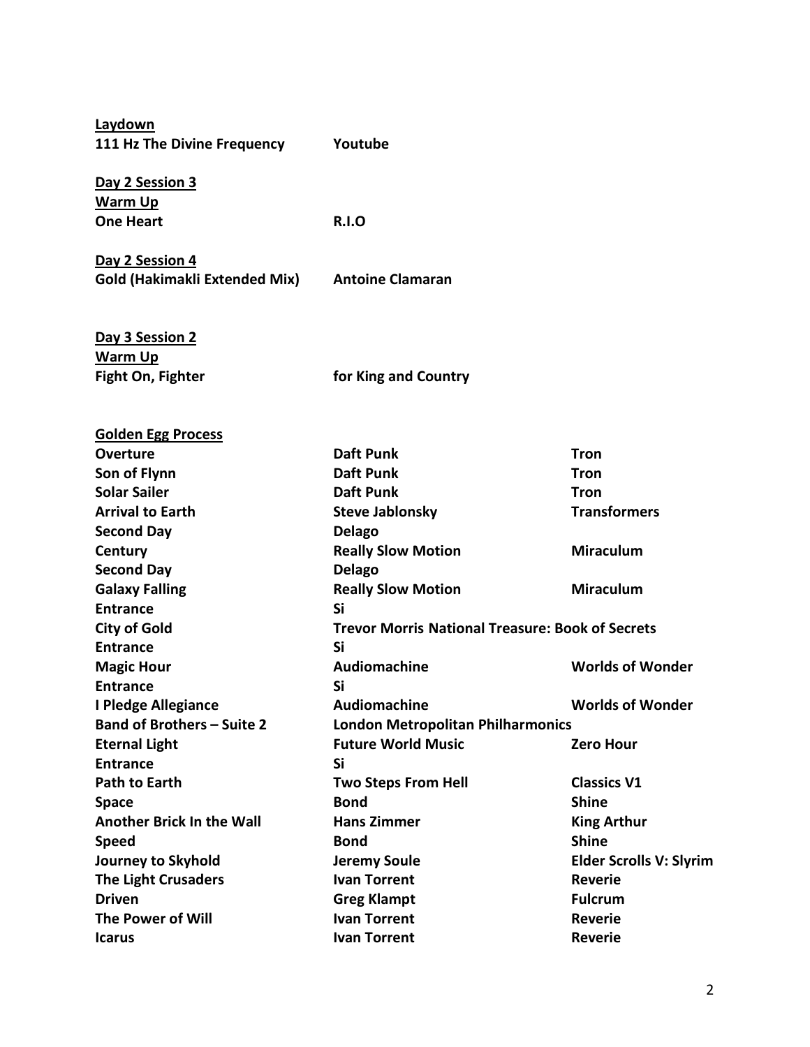**Laydown**
**111 Hz The Divine Frequency** — **Youtube**

**Day 2 Session 3**
**Warm Up**
**One Heart** — **R.I.O**

**Day 2 Session 4**
**Gold (Hakimakli Extended Mix)** — **Antoine Clamaran**

**Day 3 Session 2**
**Warm Up**
**Fight On, Fighter** — **for King and Country**

**Golden Egg Process**

| | | |
|---|---|---|
| **Overture** | **Daft Punk** | **Tron** |
| **Son of Flynn** | **Daft Punk** | **Tron** |
| **Solar Sailer** | **Daft Punk** | **Tron** |
| **Arrival to Earth** | **Steve Jablonsky** | **Transformers** |
| **Second Day** | **Delago** | |
| **Century** | **Really Slow Motion** | **Miraculum** |
| **Second Day** | **Delago** | |
| **Galaxy Falling** | **Really Slow Motion** | **Miraculum** |
| **Entrance** | **Si** | |
| **City of Gold** | **Trevor Morris National Treasure: Book of Secrets** | |
| **Entrance** | **Si** | |
| **Magic Hour** | **Audiomachine** | **Worlds of Wonder** |
| **Entrance** | **Si** | |
| **I Pledge Allegiance** | **Audiomachine** | **Worlds of Wonder** |
| **Band of Brothers – Suite 2** | **London Metropolitan Philharmonics** | |
| **Eternal Light** | **Future World Music** | **Zero Hour** |
| **Entrance** | **Si** | |
| **Path to Earth** | **Two Steps From Hell** | **Classics V1** |
| **Space** | **Bond** | **Shine** |
| **Another Brick In the Wall** | **Hans Zimmer** | **King Arthur** |
| **Speed** | **Bond** | **Shine** |
| **Journey to Skyhold** | **Jeremy Soule** | **Elder Scrolls V: Slyrim** |
| **The Light Crusaders** | **Ivan Torrent** | **Reverie** |
| **Driven** | **Greg Klampt** | **Fulcrum** |
| **The Power of Will** | **Ivan Torrent** | **Reverie** |
| **Icarus** | **Ivan Torrent** | **Reverie** |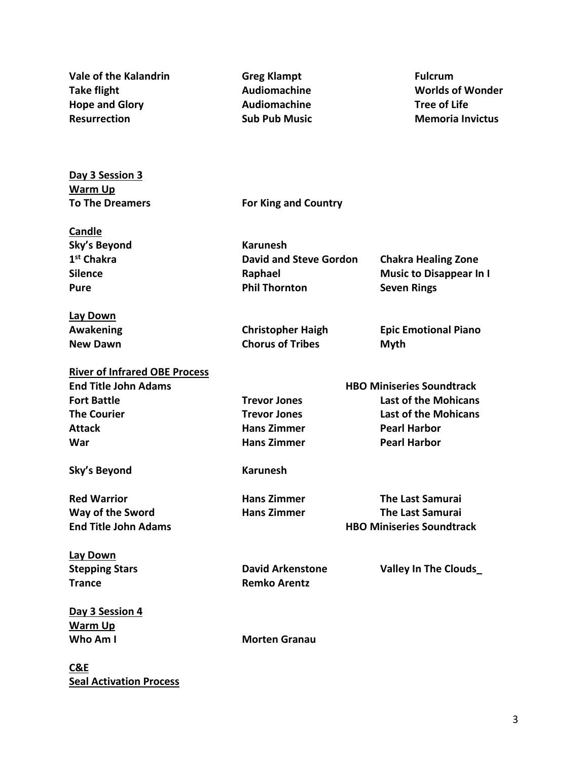| | | |
|---|---|---|
| **Vale of the Kalandrin** | **Greg Klampt** | **Fulcrum** |
| **Take flight** | **Audiomachine** | **Worlds of Wonder** |
| **Hope and Glory** | **Audiomachine** | **Tree of Life** |
| **Resurrection** | **Sub Pub Music** | **Memoria Invictus** |

**<u>Day 3 Session 3</u>**

**<u>Warm Up</u>**

| | | |
|---|---|---|
| **To The Dreamers** | **For King and Country** | |

**<u>Candle</u>**

| | | |
|---|---|---|
| **Sky's Beyond** | **Karunesh** | |
| **1st Chakra** | **David and Steve Gordon** | **Chakra Healing Zone** |
| **Silence** | **Raphael** | **Music to Disappear In I** |
| **Pure** | **Phil Thornton** | **Seven Rings** |

**<u>Lay Down</u>**

| | | |
|---|---|---|
| **Awakening** | **Christopher Haigh** | **Epic Emotional Piano** |
| **New Dawn** | **Chorus of Tribes** | **Myth** |

**<u>River of Infrared OBE Process</u>**

| | | |
|---|---|---|
| **End Title John Adams** | | **HBO Miniseries Soundtrack** |
| **Fort Battle** | **Trevor Jones** | **Last of the Mohicans** |
| **The Courier** | **Trevor Jones** | **Last of the Mohicans** |
| **Attack** | **Hans Zimmer** | **Pearl Harbor** |
| **War** | **Hans Zimmer** | **Pearl Harbor** |
| | | |
| **Sky's Beyond** | **Karunesh** | |
| | | |
| **Red Warrior** | **Hans Zimmer** | **The Last Samurai** |
| **Way of the Sword** | **Hans Zimmer** | **The Last Samurai** |
| **End Title John Adams** | | **HBO Miniseries Soundtrack** |

**<u>Lay Down</u>**

| | | |
|---|---|---|
| **Stepping Stars** | **David Arkenstone** | **Valley In The Clouds_** |
| **Trance** | **Remko Arentz** | |

**<u>Day 3 Session 4</u>**

**<u>Warm Up</u>**

| | | |
|---|---|---|
| **Who Am I** | **Morten Granau** | |

**<u>C&E</u>**

**<u>Seal Activation Process</u>**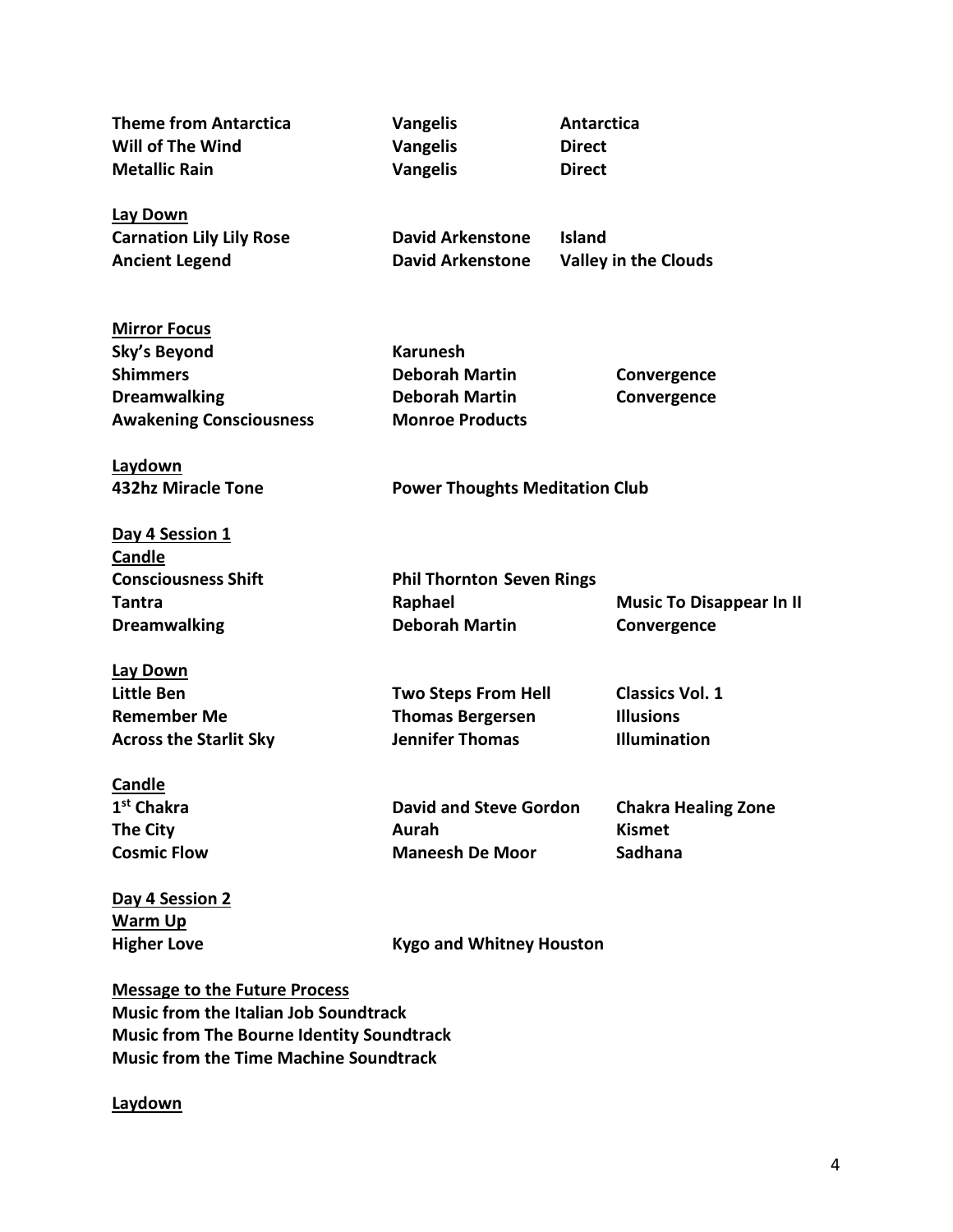| | | |
|---|---|---|
| **Theme from Antarctica** | **Vangelis** | **Antarctica** |
| **Will of The Wind** | **Vangelis** | **Direct** |
| **Metallic Rain** | **Vangelis** | **Direct** |

**<u>Lay Down</u>**

| | | |
|---|---|---|
| **Carnation Lily Lily Rose** | **David Arkenstone** | **Island** |
| **Ancient Legend** | **David Arkenstone** | **Valley in the Clouds** |

**<u>Mirror Focus</u>**

| | | |
|---|---|---|
| **Sky's Beyond** | **Karunesh** | |
| **Shimmers** | **Deborah Martin** | **Convergence** |
| **Dreamwalking** | **Deborah Martin** | **Convergence** |
| **Awakening Consciousness** | **Monroe Products** | |

**<u>Laydown</u>**

| | |
|---|---|
| **432hz Miracle Tone** | **Power Thoughts Meditation Club** |

**<u>Day 4 Session 1</u>**

**<u>Candle</u>**

| | | |
|---|---|---|
| **Consciousness Shift** | **Phil Thornton Seven Rings** | |
| **Tantra** | **Raphael** | **Music To Disappear In II** |
| **Dreamwalking** | **Deborah Martin** | **Convergence** |

**<u>Lay Down</u>**

| | | |
|---|---|---|
| **Little Ben** | **Two Steps From Hell** | **Classics Vol. 1** |
| **Remember Me** | **Thomas Bergersen** | **Illusions** |
| **Across the Starlit Sky** | **Jennifer Thomas** | **Illumination** |

**<u>Candle</u>**

| | | |
|---|---|---|
| **1st Chakra** | **David and Steve Gordon** | **Chakra Healing Zone** |
| **The City** | **Aurah** | **Kismet** |
| **Cosmic Flow** | **Maneesh De Moor** | **Sadhana** |

**<u>Day 4 Session 2</u>**

**<u>Warm Up</u>**

| | |
|---|---|
| **Higher Love** | **Kygo and Whitney Houston** |

**<u>Message to the Future Process</u>**

**Music from the Italian Job Soundtrack**
**Music from The Bourne Identity Soundtrack**
**Music from the Time Machine Soundtrack**

**<u>Laydown</u>**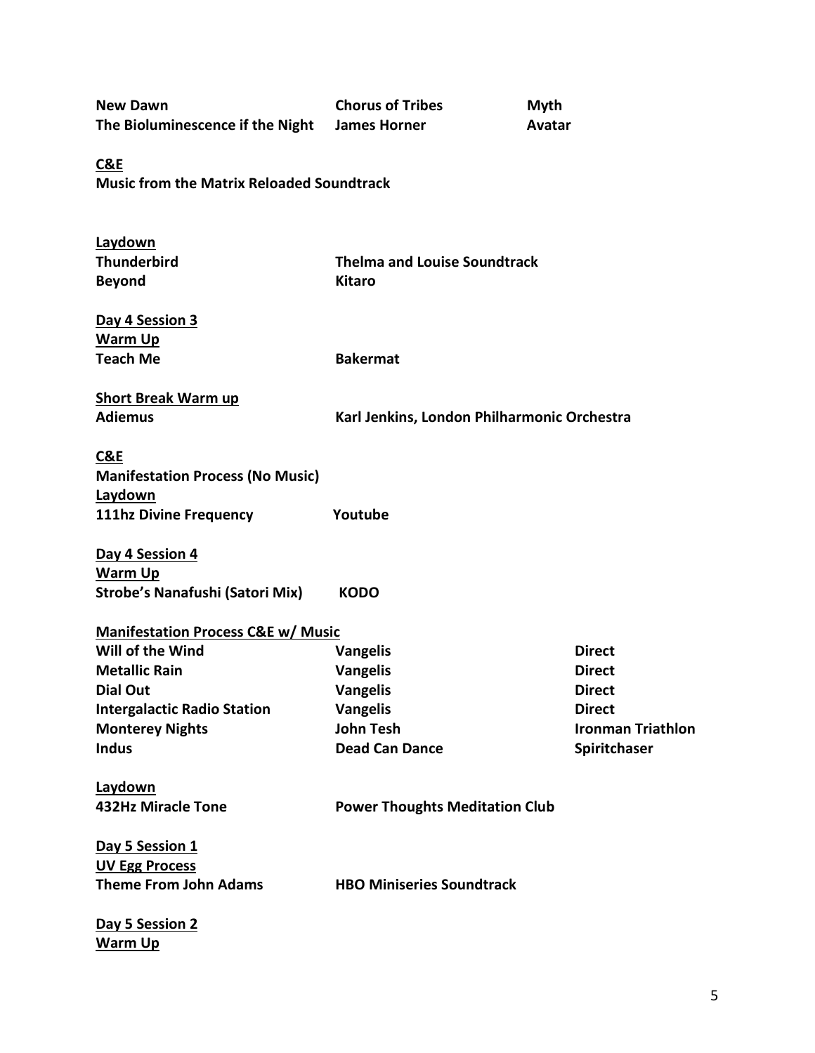| | | |
|---|---|---|
| **New Dawn** | **Chorus of Tribes** | **Myth** |
| **The Bioluminescence if the Night** | **James Horner** | **Avatar** |

<u>**C&E**</u>

**Music from the Matrix Reloaded Soundtrack**

<u>**Laydown**</u>

| | |
|---|---|
| **Thunderbird** | **Thelma and Louise Soundtrack** |
| **Beyond** | **Kitaro** |

<u>**Day 4 Session 3**</u>

<u>**Warm Up**</u>

| | |
|---|---|
| **Teach Me** | **Bakermat** |

<u>**Short Break Warm up**</u>

| | |
|---|---|
| **Adiemus** | **Karl Jenkins, London Philharmonic Orchestra** |

<u>**C&E**</u>

**Manifestation Process (No Music)**

<u>**Laydown**</u>

| | |
|---|---|
| **111hz Divine Frequency** | **Youtube** |

<u>**Day 4 Session 4**</u>

<u>**Warm Up**</u>

| | |
|---|---|
| **Strobe's Nanafushi (Satori Mix)** | **KODO** |

<u>**Manifestation Process C&E w/ Music**</u>

| | | |
|---|---|---|
| **Will of the Wind** | **Vangelis** | **Direct** |
| **Metallic Rain** | **Vangelis** | **Direct** |
| **Dial Out** | **Vangelis** | **Direct** |
| **Intergalactic Radio Station** | **Vangelis** | **Direct** |
| **Monterey Nights** | **John Tesh** | **Ironman Triathlon** |
| **Indus** | **Dead Can Dance** | **Spiritchaser** |

<u>**Laydown**</u>

| | |
|---|---|
| **432Hz Miracle Tone** | **Power Thoughts Meditation Club** |

<u>**Day 5 Session 1**</u>

<u>**UV Egg Process**</u>

| | |
|---|---|
| **Theme From John Adams** | **HBO Miniseries Soundtrack** |

<u>**Day 5 Session 2**</u>

<u>**Warm Up**</u>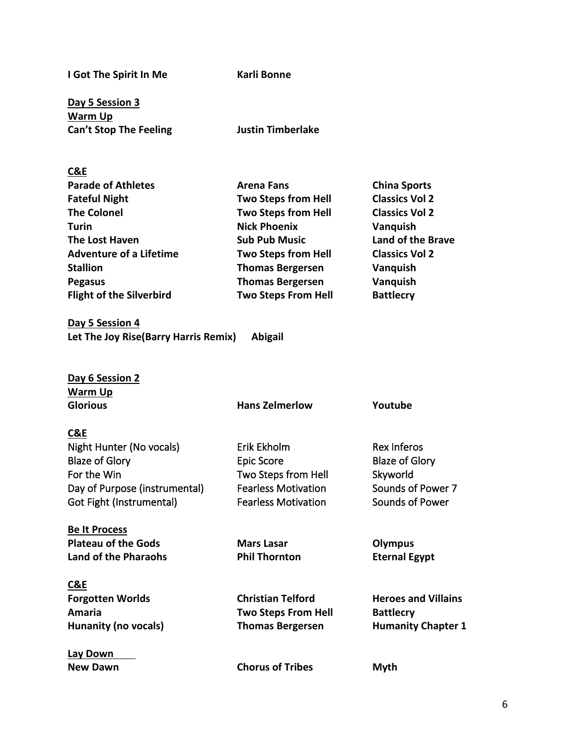**I Got The Spirit In Me** **Karli Bonne**

**Day 5 Session 3**

**Warm Up**

| | | |
|---|---|---|
| **Can't Stop The Feeling** | **Justin Timberlake** | |

**C&E**

| | | |
|---|---|---|
| **Parade of Athletes** | **Arena Fans** | **China Sports** |
| **Fateful Night** | **Two Steps from Hell** | **Classics Vol 2** |
| **The Colonel** | **Two Steps from Hell** | **Classics Vol 2** |
| **Turin** | **Nick Phoenix** | **Vanquish** |
| **The Lost Haven** | **Sub Pub Music** | **Land of the Brave** |
| **Adventure of a Lifetime** | **Two Steps from Hell** | **Classics Vol 2** |
| **Stallion** | **Thomas Bergersen** | **Vanquish** |
| **Pegasus** | **Thomas Bergersen** | **Vanquish** |
| **Flight of the Silverbird** | **Two Steps From Hell** | **Battlecry** |

**Day 5 Session 4**

**Let The Joy Rise(Barry Harris Remix)** **Abigail**

**Day 6 Session 2**

**Warm Up**

| | | |
|---|---|---|
| **Glorious** | **Hans Zelmerlow** | **Youtube** |

**C&E**

| | | |
|---|---|---|
| Night Hunter (No vocals) | Erik Ekholm | Rex Inferos |
| Blaze of Glory | Epic Score | Blaze of Glory |
| For the Win | Two Steps from Hell | Skyworld |
| Day of Purpose (instrumental) | Fearless Motivation | Sounds of Power 7 |
| Got Fight (Instrumental) | Fearless Motivation | Sounds of Power |

**Be It Process**

| | | |
|---|---|---|
| **Plateau of the Gods** | **Mars Lasar** | **Olympus** |
| **Land of the Pharaohs** | **Phil Thornton** | **Eternal Egypt** |

**C&E**

| | | |
|---|---|---|
| **Forgotten Worlds** | **Christian Telford** | **Heroes and Villains** |
| **Amaria** | **Two Steps From Hell** | **Battlecry** |
| **Hunanity (no vocals)** | **Thomas Bergersen** | **Humanity Chapter 1** |

**Lay Down**

| | | |
|---|---|---|
| **New Dawn** | **Chorus of Tribes** | **Myth** |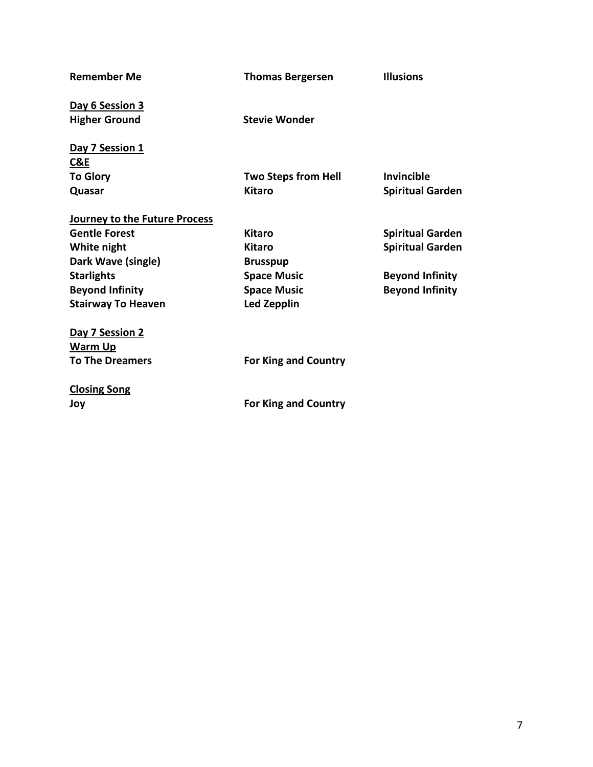| | | |
|---|---|---|
| **Remember Me** | **Thomas Bergersen** | **Illusions** |

**Day 6 Session 3**

| | | |
|---|---|---|
| **Higher Ground** | **Stevie Wonder** | |

**Day 7 Session 1**

**C&E**

| | | |
|---|---|---|
| **To Glory** | **Two Steps from Hell** | **Invincible** |
| **Quasar** | **Kitaro** | **Spiritual Garden** |

**Journey to the Future Process**

| | | |
|---|---|---|
| **Gentle Forest** | **Kitaro** | **Spiritual Garden** |
| **White night** | **Kitaro** | **Spiritual Garden** |
| **Dark Wave (single)** | **Brusspup** | |
| **Starlights** | **Space Music** | **Beyond Infinity** |
| **Beyond Infinity** | **Space Music** | **Beyond Infinity** |
| **Stairway To Heaven** | **Led Zepplin** | |

**Day 7 Session 2**

**Warm Up**

| | | |
|---|---|---|
| **To The Dreamers** | **For King and Country** | |

**Closing Song**

| | | |
|---|---|---|
| **Joy** | **For King and Country** | |